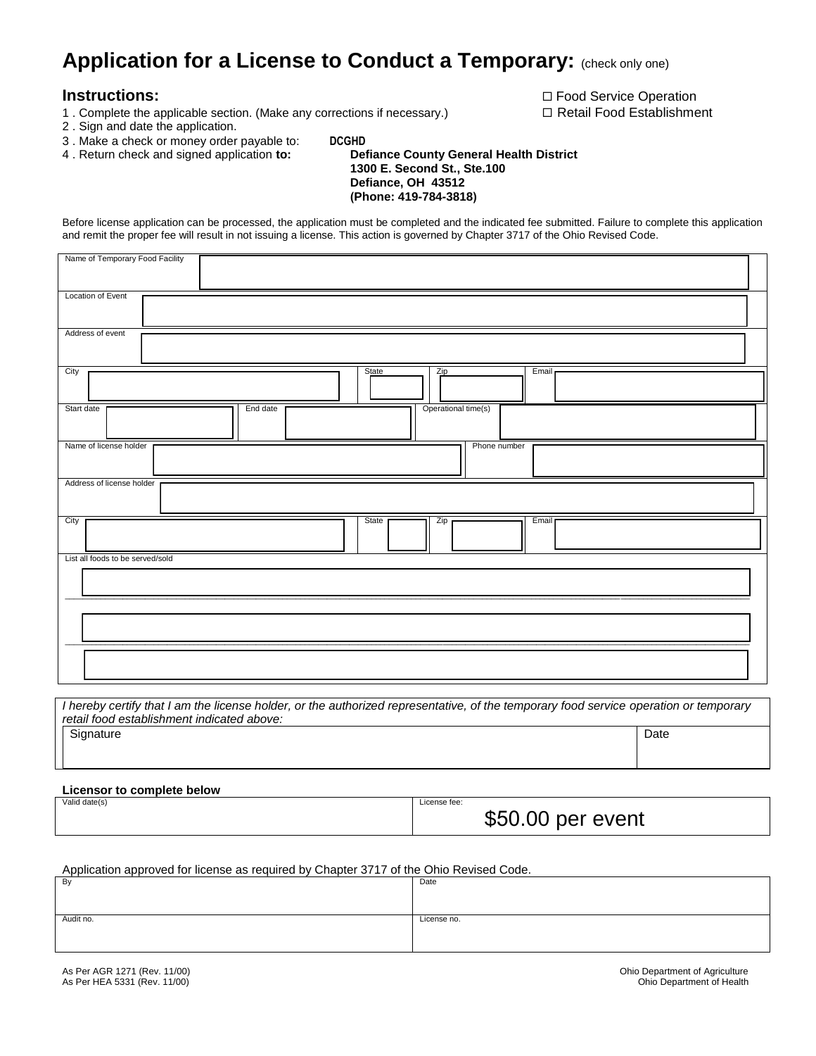# Application for a License to Conduct a Temporary: (check only one)

☐ Food Service Operation
☐ Retail Food Establishment

**Instructions:**

1 . Complete the applicable section. (Make any corrections if necessary.)
2 . Sign and date the application.
3 . Make a check or money order payable to: **DCGHD**
4 . Return check and signed application **to:** **Defiance County General Health District**
**1300 E. Second St., Ste.100**
**Defiance, OH 43512**
**(Phone: 419-784-3818)**

Before license application can be processed, the application must be completed and the indicated fee submitted. Failure to complete this application and remit the proper fee will result in not issuing a license. This action is governed by Chapter 3717 of the Ohio Revised Code.

| | | | | | | | |
|---|---|---|---|---|---|---|---|
| Name of Temporary Food Facility | | | | | | | |
| Location of Event | | | | | | | |
| Address of event | | | | | | | |
| City | | State | | Zip | | Email | |
| Start date | | End date | | Operational time(s) | | | |
| Name of license holder | | | | Phone number | | | |
| Address of license holder | | | | | | | |
| City | | State | | Zip | | Email | |
| List all foods to be served/sold | | | | | | | |

*I hereby certify that I am the license holder, or the authorized representative, of the temporary food service operation or temporary retail food establishment indicated above:*

| Signature | Date |
|---|---|
| | |

**Licensor to complete below**

| Valid date(s) | License fee: $50.00 per event |
|---|---|
| | |

Application approved for license as required by Chapter 3717 of the Ohio Revised Code.

| By | Date |
|---|---|
| | |
| Audit no. | License no. |
| | |

As Per AGR 1271 (Rev. 11/00) Ohio Department of Agriculture
As Per HEA 5331 (Rev. 11/00) Ohio Department of Health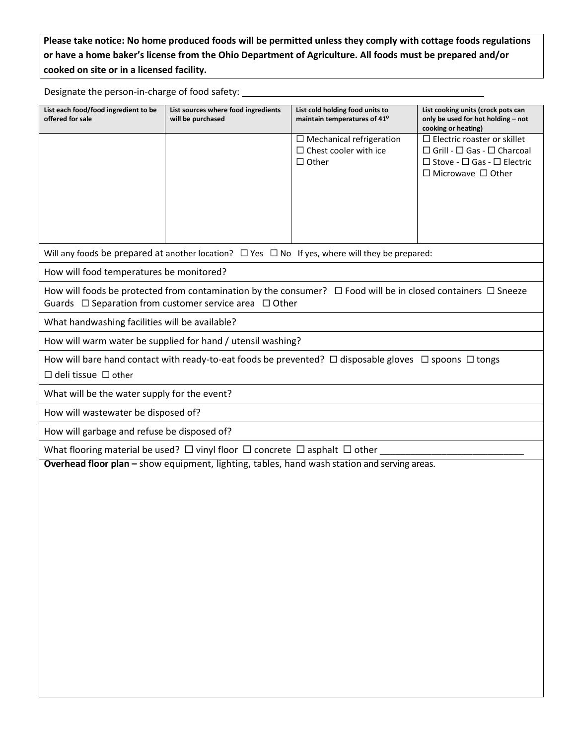**Please take notice: No home produced foods will be permitted unless they comply with cottage foods regulations or have a home baker's license from the Ohio Department of Agriculture. All foods must be prepared and/or cooked on site or in a licensed facility.**

Designate the person-in-charge of food safety: ______________________________

| List each food/food ingredient to be offered for sale | List sources where food ingredients will be purchased | List cold holding food units to maintain temperatures of 41⁰ | List cooking units (crock pots can only be used for hot holding – not cooking or heating) |
|---|---|---|---|
| | | ☐ Mechanical refrigeration<br>☐ Chest cooler with ice<br>☐ Other | ☐ Electric roaster or skillet<br>☐ Grill - ☐ Gas - ☐ Charcoal<br>☐ Stove - ☐ Gas - ☐ Electric<br>☐ Microwave ☐ Other |

Will any foods be prepared at another location? ☐ Yes ☐ No If yes, where will they be prepared:

How will food temperatures be monitored?

How will foods be protected from contamination by the consumer? ☐ Food will be in closed containers ☐ Sneeze Guards ☐ Separation from customer service area ☐ Other

What handwashing facilities will be available?

How will warm water be supplied for hand / utensil washing?

How will bare hand contact with ready-to-eat foods be prevented? ☐ disposable gloves ☐ spoons ☐ tongs ☐ deli tissue ☐ other

What will be the water supply for the event?

How will wastewater be disposed of?

How will garbage and refuse be disposed of?

What flooring material be used? ☐ vinyl floor ☐ concrete ☐ asphalt ☐ other ____________________________

**Overhead floor plan –** show equipment, lighting, tables, hand wash station and serving areas.